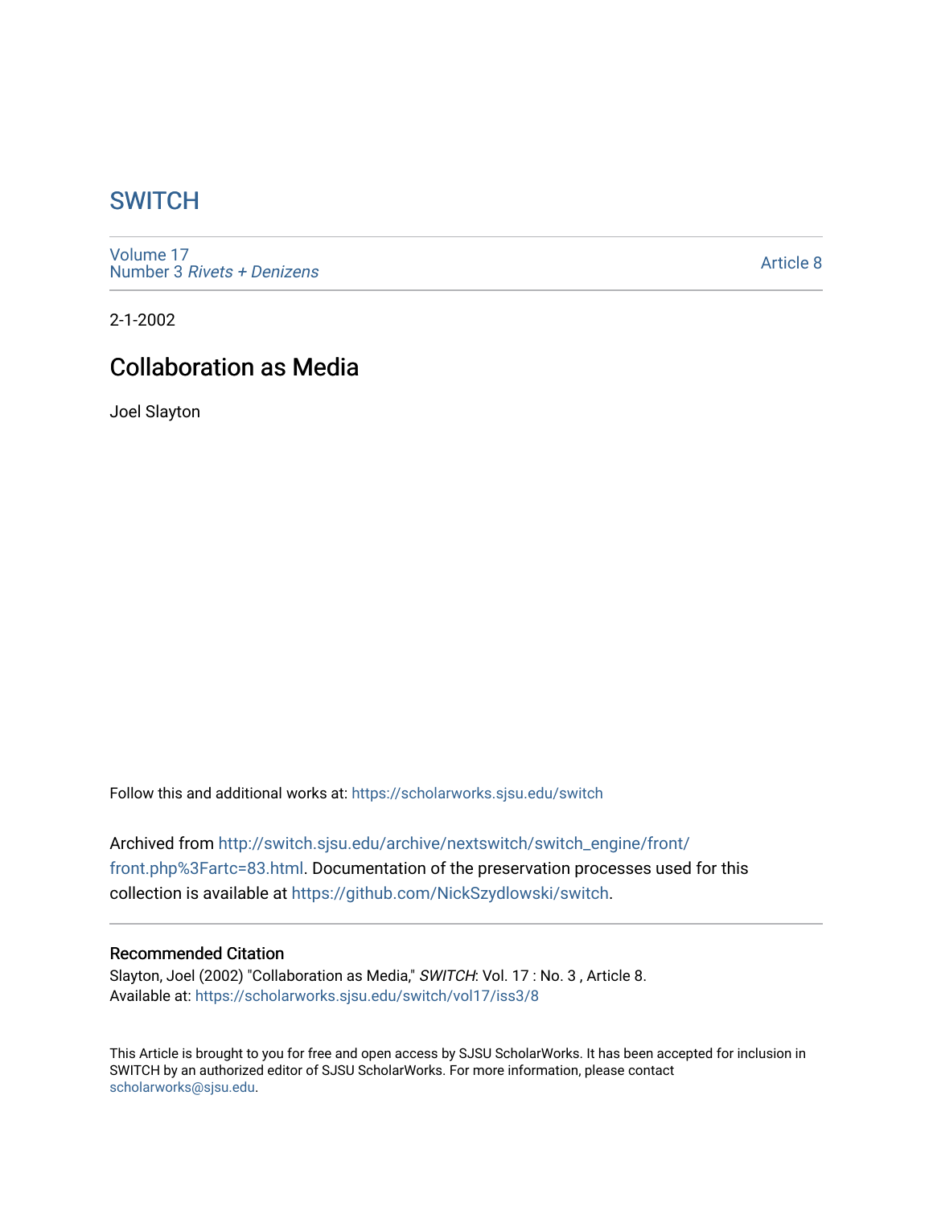# SWITCH

Volume 17
Number 3 *Rivets + Denizens*

Article 8

2-1-2002

## Collaboration as Media

Joel Slayton

Follow this and additional works at: https://scholarworks.sjsu.edu/switch

Archived from http://switch.sjsu.edu/archive/nextswitch/switch_engine/front/front.php%3Fartc=83.html. Documentation of the preservation processes used for this collection is available at https://github.com/NickSzydlowski/switch.

### Recommended Citation

Slayton, Joel (2002) "Collaboration as Media," *SWITCH*: Vol. 17 : No. 3 , Article 8.
Available at: https://scholarworks.sjsu.edu/switch/vol17/iss3/8

This Article is brought to you for free and open access by SJSU ScholarWorks. It has been accepted for inclusion in SWITCH by an authorized editor of SJSU ScholarWorks. For more information, please contact scholarworks@sjsu.edu.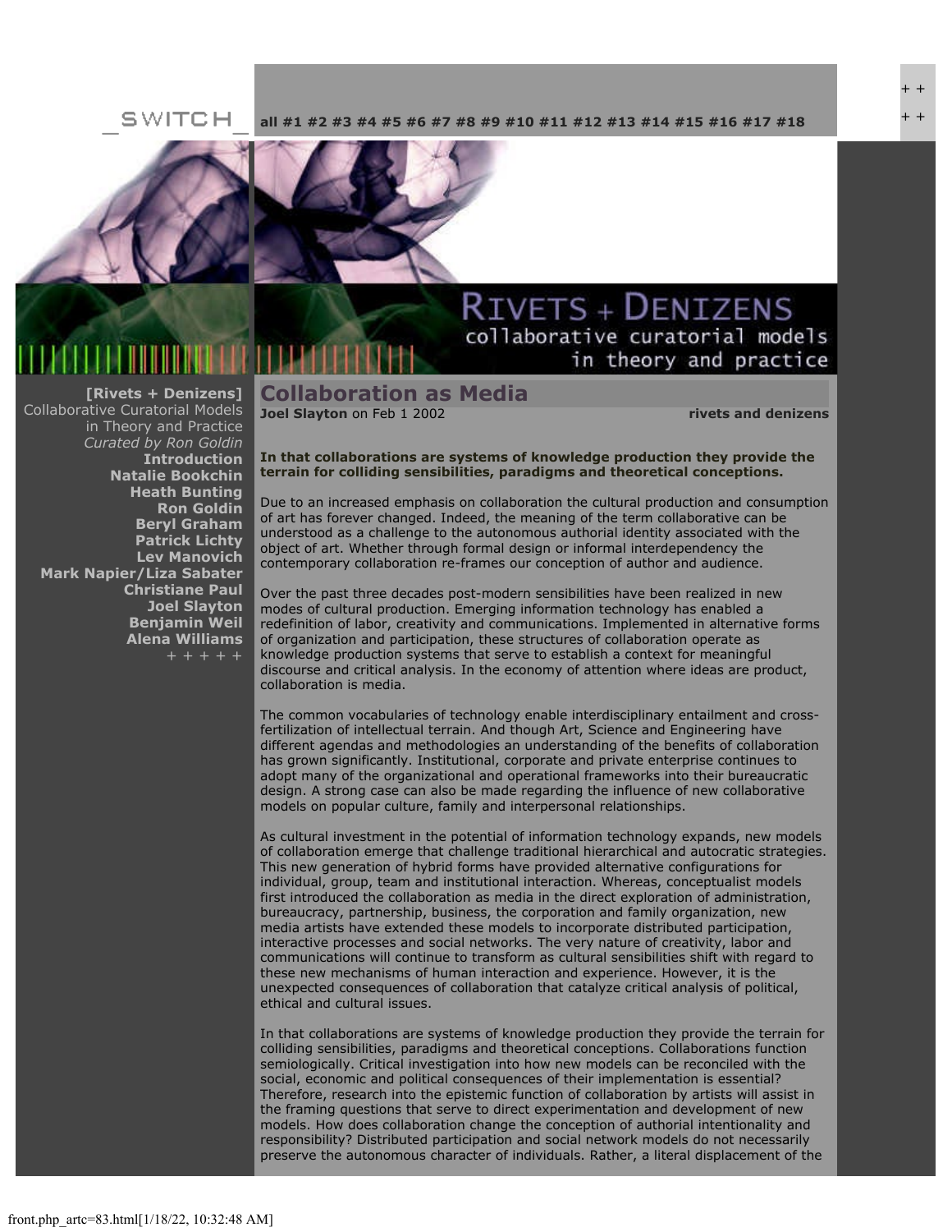_SWITCH_

all #1 #2 #3 #4 #5 #6 #7 #8 #9 #10 #11 #12 #13 #14 #15 #16 #17 #18

++

++

RIVETS + DENIZENS
collaborative curatorial models
in theory and practice

**[Rivets + Denizens]**
Collaborative Curatorial Models in Theory and Practice
*Curated by Ron Goldin*
**Introduction**
**Natalie Bookchin**
**Heath Bunting**
**Ron Goldin**
**Beryl Graham**
**Patrick Lichty**
**Lev Manovich**
**Mark Napier/Liza Sabater**
**Christiane Paul**
**Joel Slayton**
**Benjamin Weil**
**Alena Williams**
+ + + + +

# Collaboration as Media

**Joel Slayton** on Feb 1 2002 **rivets and denizens**

**In that collaborations are systems of knowledge production they provide the terrain for colliding sensibilities, paradigms and theoretical conceptions.**

Due to an increased emphasis on collaboration the cultural production and consumption of art has forever changed. Indeed, the meaning of the term collaborative can be understood as a challenge to the autonomous authorial identity associated with the object of art. Whether through formal design or informal interdependency the contemporary collaboration re-frames our conception of author and audience.

Over the past three decades post-modern sensibilities have been realized in new modes of cultural production. Emerging information technology has enabled a redefinition of labor, creativity and communications. Implemented in alternative forms of organization and participation, these structures of collaboration operate as knowledge production systems that serve to establish a context for meaningful discourse and critical analysis. In the economy of attention where ideas are product, collaboration is media.

The common vocabularies of technology enable interdisciplinary entailment and cross-fertilization of intellectual terrain. And though Art, Science and Engineering have different agendas and methodologies an understanding of the benefits of collaboration has grown significantly. Institutional, corporate and private enterprise continues to adopt many of the organizational and operational frameworks into their bureaucratic design. A strong case can also be made regarding the influence of new collaborative models on popular culture, family and interpersonal relationships.

As cultural investment in the potential of information technology expands, new models of collaboration emerge that challenge traditional hierarchical and autocratic strategies. This new generation of hybrid forms have provided alternative configurations for individual, group, team and institutional interaction. Whereas, conceptualist models first introduced the collaboration as media in the direct exploration of administration, bureaucracy, partnership, business, the corporation and family organization, new media artists have extended these models to incorporate distributed participation, interactive processes and social networks. The very nature of creativity, labor and communications will continue to transform as cultural sensibilities shift with regard to these new mechanisms of human interaction and experience. However, it is the unexpected consequences of collaboration that catalyze critical analysis of political, ethical and cultural issues.

In that collaborations are systems of knowledge production they provide the terrain for colliding sensibilities, paradigms and theoretical conceptions. Collaborations function semiologically. Critical investigation into how new models can be reconciled with the social, economic and political consequences of their implementation is essential? Therefore, research into the epistemic function of collaboration by artists will assist in the framing questions that serve to direct experimentation and development of new models. How does collaboration change the conception of authorial intentionality and responsibility? Distributed participation and social network models do not necessarily preserve the autonomous character of individuals. Rather, a literal displacement of the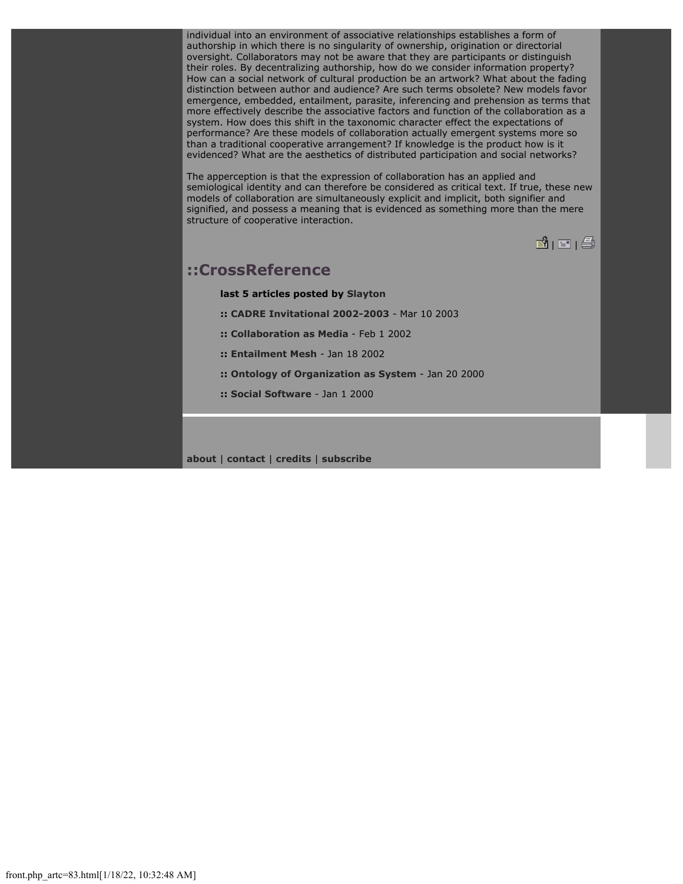individual into an environment of associative relationships establishes a form of authorship in which there is no singularity of ownership, origination or directorial oversight. Collaborators may not be aware that they are participants or distinguish their roles. By decentralizing authorship, how do we consider information property? How can a social network of cultural production be an artwork? What about the fading distinction between author and audience? Are such terms obsolete? New models favor emergence, embedded, entailment, parasite, inferencing and prehension as terms that more effectively describe the associative factors and function of the collaboration as a system. How does this shift in the taxonomic character effect the expectations of performance? Are these models of collaboration actually emergent systems more so than a traditional cooperative arrangement? If knowledge is the product how is it evidenced? What are the aesthetics of distributed participation and social networks?

The apperception is that the expression of collaboration has an applied and semiological identity and can therefore be considered as critical text. If true, these new models of collaboration are simultaneously explicit and implicit, both signifier and signified, and possess a meaning that is evidenced as something more than the mere structure of cooperative interaction.

## ::CrossReference

**last 5 articles posted by Slayton**

**:: CADRE Invitational 2002-2003** - Mar 10 2003

**:: Collaboration as Media** - Feb 1 2002

**:: Entailment Mesh** - Jan 18 2002

**:: Ontology of Organization as System** - Jan 20 2000

**:: Social Software** - Jan 1 2000

**about** | **contact** | **credits** | **subscribe**